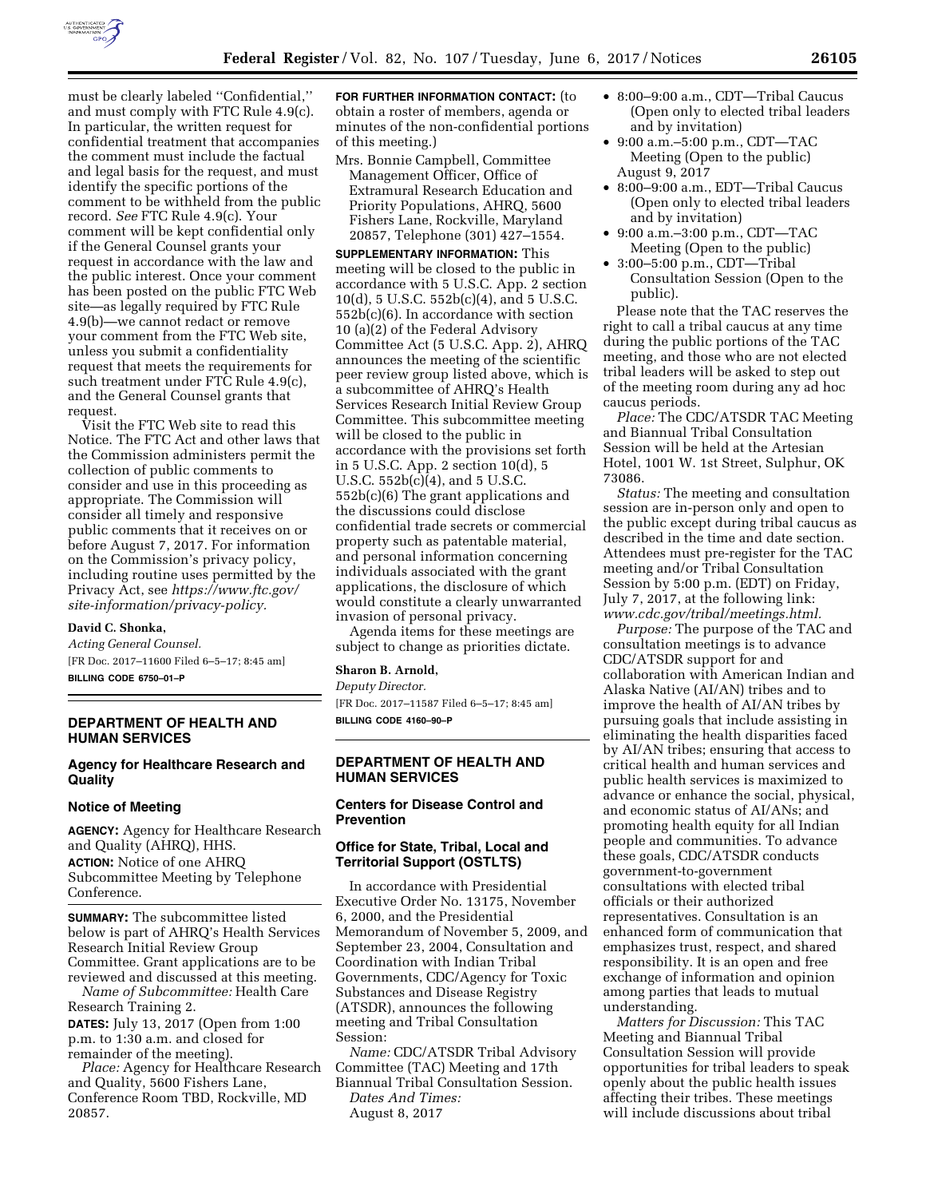must be clearly labeled ''Confidential,'' and must comply with FTC Rule 4.9(c). In particular, the written request for confidential treatment that accompanies the comment must include the factual and legal basis for the request, and must identify the specific portions of the comment to be withheld from the public record. *See* FTC Rule 4.9(c). Your comment will be kept confidential only if the General Counsel grants your request in accordance with the law and the public interest. Once your comment has been posted on the public FTC Web site—as legally required by FTC Rule 4.9(b)—we cannot redact or remove your comment from the FTC Web site, unless you submit a confidentiality request that meets the requirements for such treatment under FTC Rule 4.9(c), and the General Counsel grants that request.

Visit the FTC Web site to read this Notice. The FTC Act and other laws that the Commission administers permit the collection of public comments to consider and use in this proceeding as appropriate. The Commission will consider all timely and responsive public comments that it receives on or before August 7, 2017. For information on the Commission's privacy policy, including routine uses permitted by the Privacy Act, see *https://www.ftc.gov/site-information/privacy-policy.*

**David C. Shonka,**

*Acting General Counsel.*

[FR Doc. 2017–11600 Filed 6–5–17; 8:45 am]

**BILLING CODE 6750–01–P**

## DEPARTMENT OF HEALTH AND HUMAN SERVICES

### Agency for Healthcare Research and Quality

### Notice of Meeting

**AGENCY:** Agency for Healthcare Research and Quality (AHRQ), HHS.

**ACTION:** Notice of one AHRQ Subcommittee Meeting by Telephone Conference.

**SUMMARY:** The subcommittee listed below is part of AHRQ's Health Services Research Initial Review Group Committee. Grant applications are to be reviewed and discussed at this meeting.

*Name of Subcommittee:* Health Care Research Training 2.

**DATES:** July 13, 2017 (Open from 1:00 p.m. to 1:30 a.m. and closed for remainder of the meeting).

*Place:* Agency for Healthcare Research and Quality, 5600 Fishers Lane, Conference Room TBD, Rockville, MD 20857.

**FOR FURTHER INFORMATION CONTACT:** (to obtain a roster of members, agenda or minutes of the non-confidential portions of this meeting.)

Mrs. Bonnie Campbell, Committee Management Officer, Office of Extramural Research Education and Priority Populations, AHRQ, 5600 Fishers Lane, Rockville, Maryland 20857, Telephone (301) 427–1554.

**SUPPLEMENTARY INFORMATION:** This meeting will be closed to the public in accordance with 5 U.S.C. App. 2 section 10(d), 5 U.S.C. 552b(c)(4), and 5 U.S.C. 552b(c)(6). In accordance with section 10 (a)(2) of the Federal Advisory Committee Act (5 U.S.C. App. 2), AHRQ announces the meeting of the scientific peer review group listed above, which is a subcommittee of AHRQ's Health Services Research Initial Review Group Committee. This subcommittee meeting will be closed to the public in accordance with the provisions set forth in 5 U.S.C. App. 2 section 10(d), 5 U.S.C. 552b(c)(4), and 5 U.S.C. 552b(c)(6) The grant applications and the discussions could disclose confidential trade secrets or commercial property such as patentable material, and personal information concerning individuals associated with the grant applications, the disclosure of which would constitute a clearly unwarranted invasion of personal privacy.

Agenda items for these meetings are subject to change as priorities dictate.

**Sharon B. Arnold,**

*Deputy Director.*

[FR Doc. 2017–11587 Filed 6–5–17; 8:45 am]

**BILLING CODE 4160–90–P**

## DEPARTMENT OF HEALTH AND HUMAN SERVICES

### Centers for Disease Control and Prevention

### Office for State, Tribal, Local and Territorial Support (OSTLTS)

In accordance with Presidential Executive Order No. 13175, November 6, 2000, and the Presidential Memorandum of November 5, 2009, and September 23, 2004, Consultation and Coordination with Indian Tribal Governments, CDC/Agency for Toxic Substances and Disease Registry (ATSDR), announces the following meeting and Tribal Consultation Session:

*Name:* CDC/ATSDR Tribal Advisory Committee (TAC) Meeting and 17th Biannual Tribal Consultation Session.

*Dates And Times:*

August 8, 2017

- 8:00–9:00 a.m., CDT—Tribal Caucus (Open only to elected tribal leaders and by invitation)
- 9:00 a.m.–5:00 p.m., CDT—TAC Meeting (Open to the public)

August 9, 2017

- 8:00–9:00 a.m., EDT—Tribal Caucus (Open only to elected tribal leaders and by invitation)
- 9:00 a.m.–3:00 p.m., CDT—TAC Meeting (Open to the public)
- 3:00–5:00 p.m., CDT—Tribal Consultation Session (Open to the public).

Please note that the TAC reserves the right to call a tribal caucus at any time during the public portions of the TAC meeting, and those who are not elected tribal leaders will be asked to step out of the meeting room during any ad hoc caucus periods.

*Place:* The CDC/ATSDR TAC Meeting and Biannual Tribal Consultation Session will be held at the Artesian Hotel, 1001 W. 1st Street, Sulphur, OK 73086.

*Status:* The meeting and consultation session are in-person only and open to the public except during tribal caucus as described in the time and date section. Attendees must pre-register for the TAC meeting and/or Tribal Consultation Session by 5:00 p.m. (EDT) on Friday, July 7, 2017, at the following link: *www.cdc.gov/tribal/meetings.html.*

*Purpose:* The purpose of the TAC and consultation meetings is to advance CDC/ATSDR support for and collaboration with American Indian and Alaska Native (AI/AN) tribes and to improve the health of AI/AN tribes by pursuing goals that include assisting in eliminating the health disparities faced by AI/AN tribes; ensuring that access to critical health and human services and public health services is maximized to advance or enhance the social, physical, and economic status of AI/ANs; and promoting health equity for all Indian people and communities. To advance these goals, CDC/ATSDR conducts government-to-government consultations with elected tribal officials or their authorized representatives. Consultation is an enhanced form of communication that emphasizes trust, respect, and shared responsibility. It is an open and free exchange of information and opinion among parties that leads to mutual understanding.

*Matters for Discussion:* This TAC Meeting and Biannual Tribal Consultation Session will provide opportunities for tribal leaders to speak openly about the public health issues affecting their tribes. These meetings will include discussions about tribal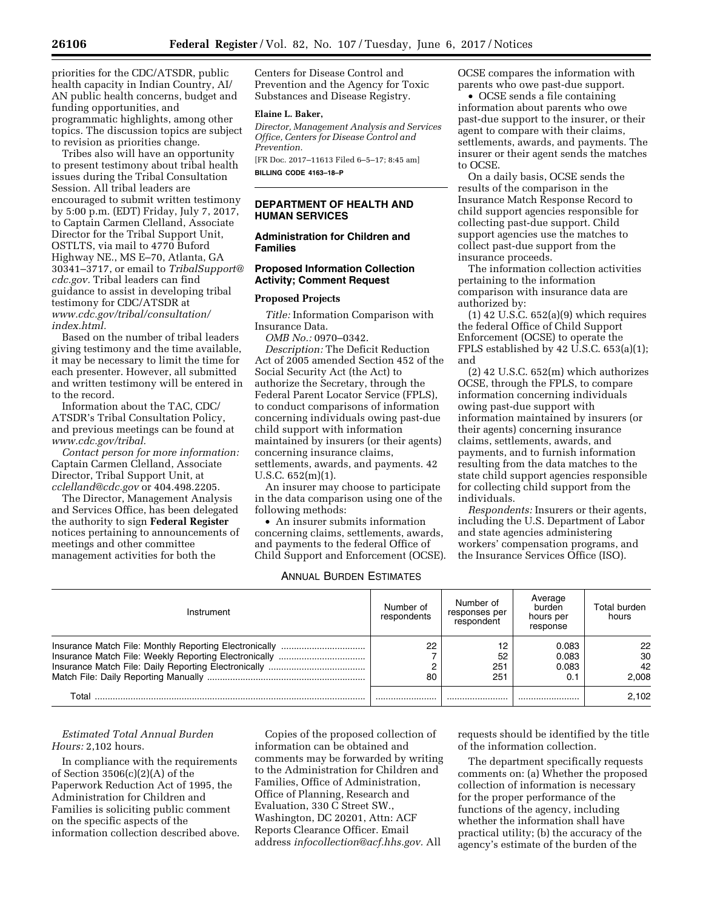priorities for the CDC/ATSDR, public health capacity in Indian Country, AI/AN public health concerns, budget and funding opportunities, and programmatic highlights, among other topics. The discussion topics are subject to revision as priorities change.

Tribes also will have an opportunity to present testimony about tribal health issues during the Tribal Consultation Session. All tribal leaders are encouraged to submit written testimony by 5:00 p.m. (EDT) Friday, July 7, 2017, to Captain Carmen Clelland, Associate Director for the Tribal Support Unit, OSTLTS, via mail to 4770 Buford Highway NE., MS E–70, Atlanta, GA 30341–3717, or email to *TribalSupport@cdc.gov*. Tribal leaders can find guidance to assist in developing tribal testimony for CDC/ATSDR at *www.cdc.gov/tribal/consultation/index.html*.

Based on the number of tribal leaders giving testimony and the time available, it may be necessary to limit the time for each presenter. However, all submitted and written testimony will be entered in to the record.

Information about the TAC, CDC/ATSDR's Tribal Consultation Policy, and previous meetings can be found at *www.cdc.gov/tribal.*

*Contact person for more information:* Captain Carmen Clelland, Associate Director, Tribal Support Unit, at *cclelland@cdc.gov* or 404.498.2205.

The Director, Management Analysis and Services Office, has been delegated the authority to sign **Federal Register** notices pertaining to announcements of meetings and other committee management activities for both the Centers for Disease Control and Prevention and the Agency for Toxic Substances and Disease Registry.

**Elaine L. Baker,**

*Director, Management Analysis and Services Office, Centers for Disease Control and Prevention.*

[FR Doc. 2017–11613 Filed 6–5–17; 8:45 am]

**BILLING CODE 4163–18–P**

## DEPARTMENT OF HEALTH AND HUMAN SERVICES

### Administration for Children and Families

### Proposed Information Collection Activity; Comment Request

**Proposed Projects**

*Title:* Information Comparison with Insurance Data.

*OMB No.:* 0970–0342.

*Description:* The Deficit Reduction Act of 2005 amended Section 452 of the Social Security Act (the Act) to authorize the Secretary, through the Federal Parent Locator Service (FPLS), to conduct comparisons of information concerning individuals owing past-due child support with information maintained by insurers (or their agents) concerning insurance claims, settlements, awards, and payments. 42 U.S.C. 652(m)(1).

An insurer may choose to participate in the data comparison using one of the following methods:

- An insurer submits information concerning claims, settlements, awards, and payments to the federal Office of Child Support and Enforcement (OCSE). OCSE compares the information with parents who owe past-due support.
- OCSE sends a file containing information about parents who owe past-due support to the insurer, or their agent to compare with their claims, settlements, awards, and payments. The insurer or their agent sends the matches to OCSE.

On a daily basis, OCSE sends the results of the comparison in the Insurance Match Response Record to child support agencies responsible for collecting past-due support. Child support agencies use the matches to collect past-due support from the insurance proceeds.

The information collection activities pertaining to the information comparison with insurance data are authorized by:

(1) 42 U.S.C. 652(a)(9) which requires the federal Office of Child Support Enforcement (OCSE) to operate the FPLS established by 42 U.S.C. 653(a)(1); and

(2) 42 U.S.C. 652(m) which authorizes OCSE, through the FPLS, to compare information concerning individuals owing past-due support with information maintained by insurers (or their agents) concerning insurance claims, settlements, awards, and payments, and to furnish information resulting from the data matches to the state child support agencies responsible for collecting child support from the individuals.

*Respondents:* Insurers or their agents, including the U.S. Department of Labor and state agencies administering workers' compensation programs, and the Insurance Services Office (ISO).

ANNUAL BURDEN ESTIMATES

| Instrument | Number of respondents | Number of responses per respondent | Average burden hours per response | Total burden hours |
|---|---|---|---|---|
| Insurance Match File: Monthly Reporting Electronically | 22 | 12 | 0.083 | 22 |
| Insurance Match File: Weekly Reporting Electronically | 7 | 52 | 0.083 | 30 |
| Insurance Match File: Daily Reporting Electronically | 2 | 251 | 0.083 | 42 |
| Match File: Daily Reporting Manually | 80 | 251 | 0.1 | 2,008 |
| Total | | | | 2,102 |

*Estimated Total Annual Burden Hours:* 2,102 hours.

In compliance with the requirements of Section 3506(c)(2)(A) of the Paperwork Reduction Act of 1995, the Administration for Children and Families is soliciting public comment on the specific aspects of the information collection described above. Copies of the proposed collection of information can be obtained and comments may be forwarded by writing to the Administration for Children and Families, Office of Administration, Office of Planning, Research and Evaluation, 330 C Street SW., Washington, DC 20201, Attn: ACF Reports Clearance Officer. Email address *infocollection@acf.hhs.gov.* All requests should be identified by the title of the information collection.

The department specifically requests comments on: (a) Whether the proposed collection of information is necessary for the proper performance of the functions of the agency, including whether the information shall have practical utility; (b) the accuracy of the agency's estimate of the burden of the